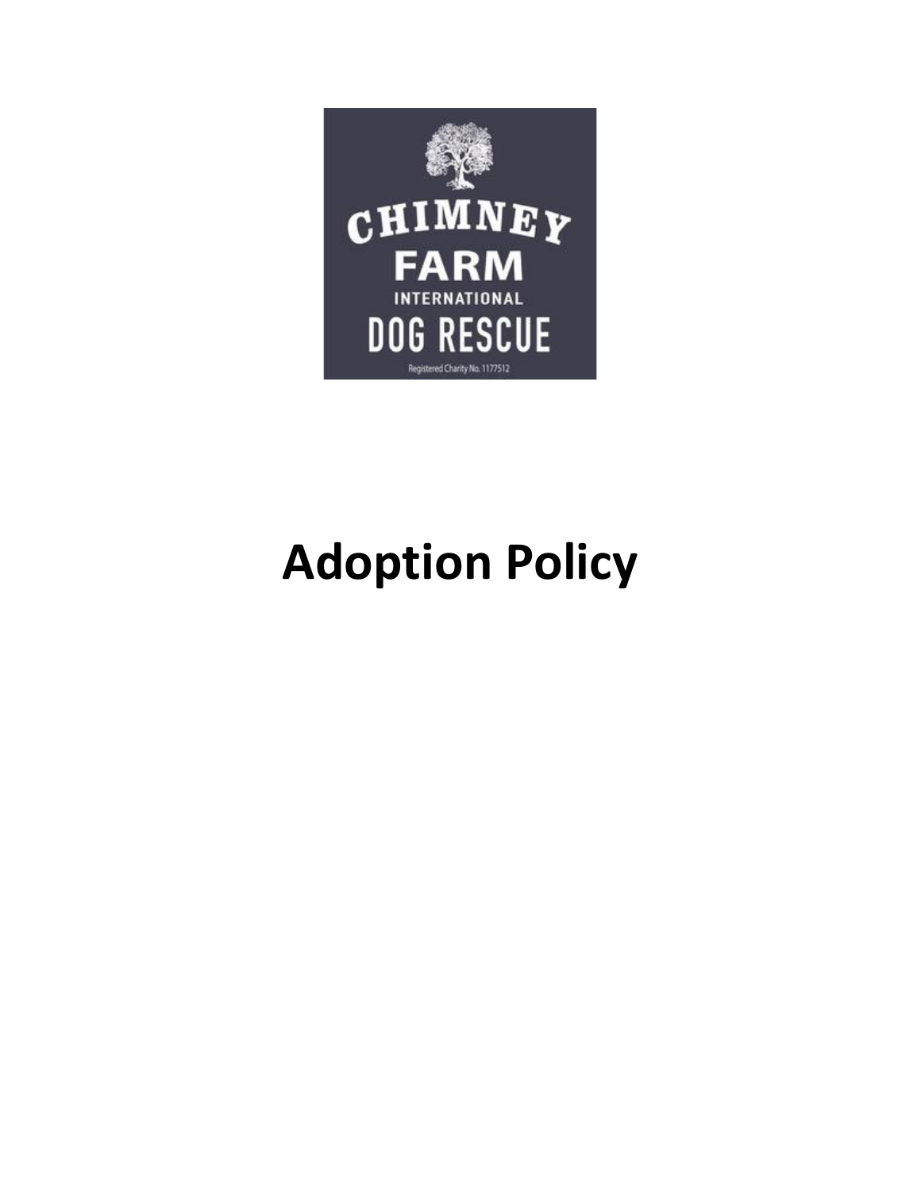CHIMNEY FARM INTERNATIONAL DOG RESCUE

Registered Charity No. 1177512

# Adoption Policy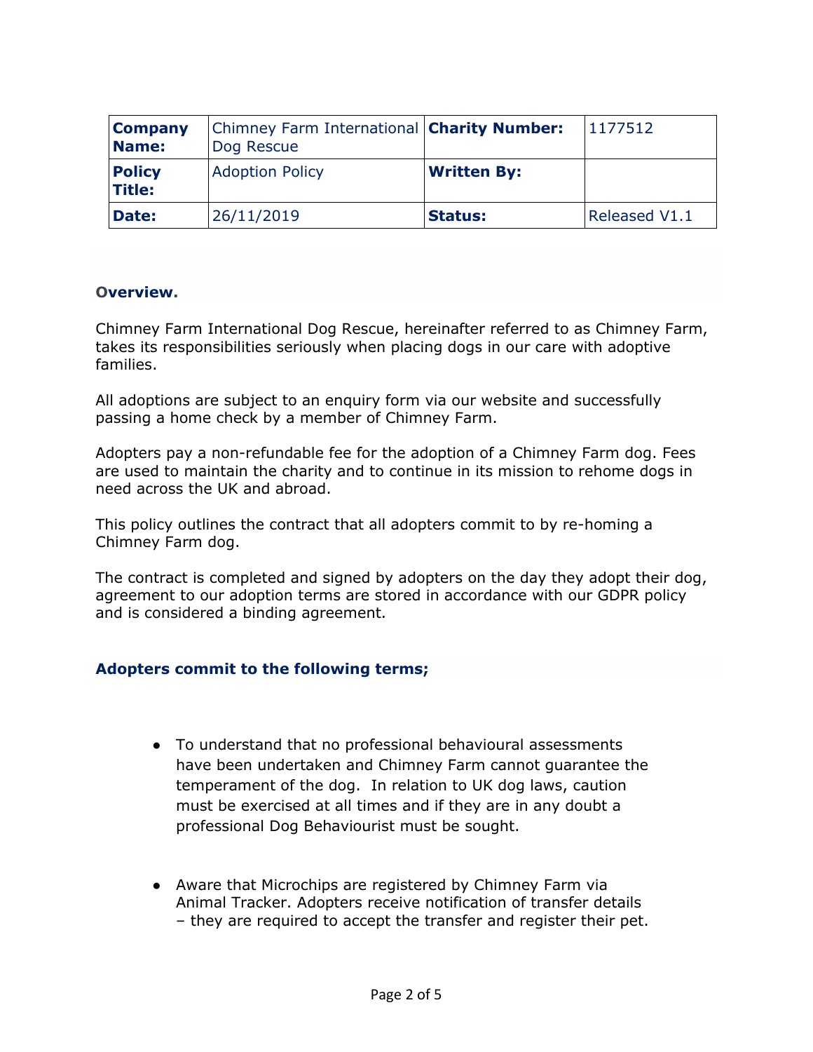| **Company Name:** | Chimney Farm International Dog Rescue | **Charity Number:** | 1177512 |
|---|---|---|---|
| **Policy Title:** | Adoption Policy | **Written By:** | |
| **Date:** | 26/11/2019 | **Status:** | Released V1.1 |

## Overview.

Chimney Farm International Dog Rescue, hereinafter referred to as Chimney Farm, takes its responsibilities seriously when placing dogs in our care with adoptive families.

All adoptions are subject to an enquiry form via our website and successfully passing a home check by a member of Chimney Farm.

Adopters pay a non-refundable fee for the adoption of a Chimney Farm dog. Fees are used to maintain the charity and to continue in its mission to rehome dogs in need across the UK and abroad.

This policy outlines the contract that all adopters commit to by re-homing a Chimney Farm dog.

The contract is completed and signed by adopters on the day they adopt their dog, agreement to our adoption terms are stored in accordance with our GDPR policy and is considered a binding agreement.

## Adopters commit to the following terms;

- To understand that no professional behavioural assessments have been undertaken and Chimney Farm cannot guarantee the temperament of the dog. In relation to UK dog laws, caution must be exercised at all times and if they are in any doubt a professional Dog Behaviourist must be sought.

- Aware that Microchips are registered by Chimney Farm via Animal Tracker. Adopters receive notification of transfer details – they are required to accept the transfer and register their pet.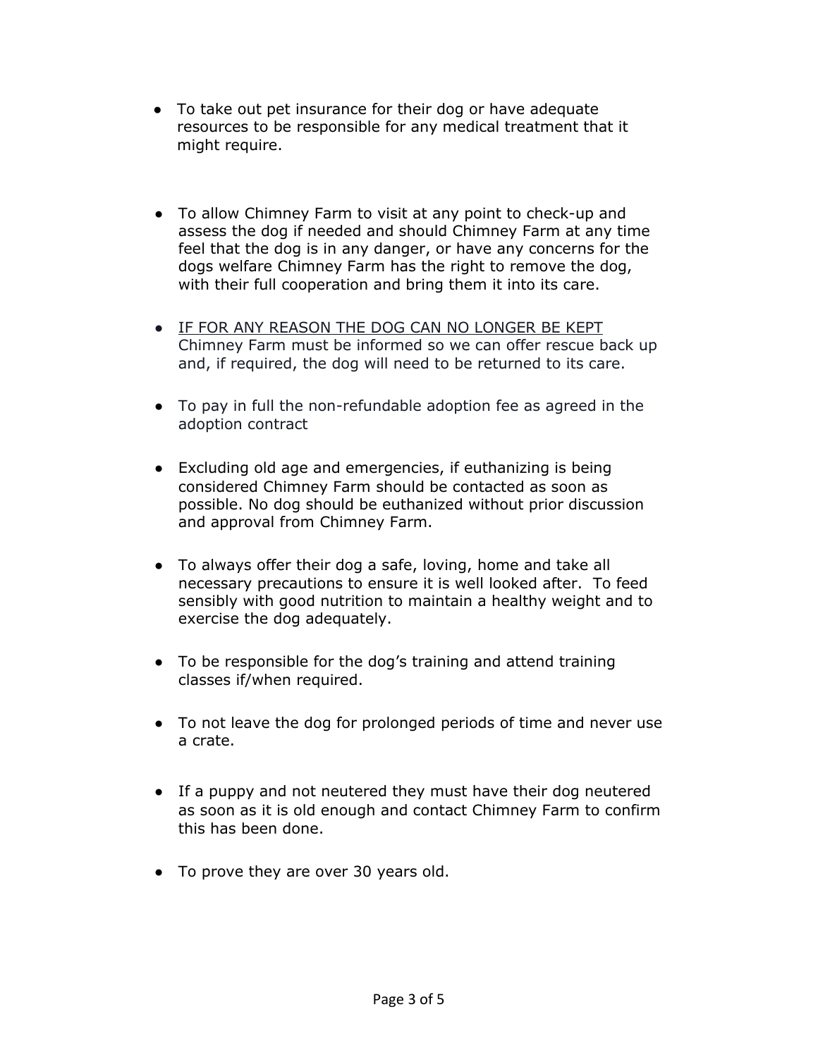- To take out pet insurance for their dog or have adequate resources to be responsible for any medical treatment that it might require.

- To allow Chimney Farm to visit at any point to check-up and assess the dog if needed and should Chimney Farm at any time feel that the dog is in any danger, or have any concerns for the dogs welfare Chimney Farm has the right to remove the dog, with their full cooperation and bring them it into its care.

- <u>IF FOR ANY REASON THE DOG CAN NO LONGER BE KEPT</u> Chimney Farm must be informed so we can offer rescue back up and, if required, the dog will need to be returned to its care.

- To pay in full the non-refundable adoption fee as agreed in the adoption contract

- Excluding old age and emergencies, if euthanizing is being considered Chimney Farm should be contacted as soon as possible. No dog should be euthanized without prior discussion and approval from Chimney Farm.

- To always offer their dog a safe, loving, home and take all necessary precautions to ensure it is well looked after. To feed sensibly with good nutrition to maintain a healthy weight and to exercise the dog adequately.

- To be responsible for the dog's training and attend training classes if/when required.

- To not leave the dog for prolonged periods of time and never use a crate.

- If a puppy and not neutered they must have their dog neutered as soon as it is old enough and contact Chimney Farm to confirm this has been done.

- To prove they are over 30 years old.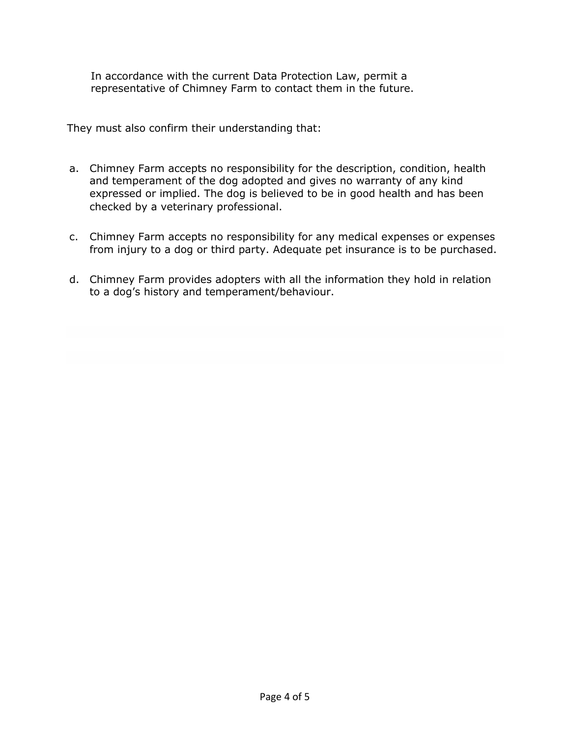In accordance with the current Data Protection Law, permit a representative of Chimney Farm to contact them in the future.

They must also confirm their understanding that:

a. Chimney Farm accepts no responsibility for the description, condition, health and temperament of the dog adopted and gives no warranty of any kind expressed or implied. The dog is believed to be in good health and has been checked by a veterinary professional.

c. Chimney Farm accepts no responsibility for any medical expenses or expenses from injury to a dog or third party. Adequate pet insurance is to be purchased.

d. Chimney Farm provides adopters with all the information they hold in relation to a dog's history and temperament/behaviour.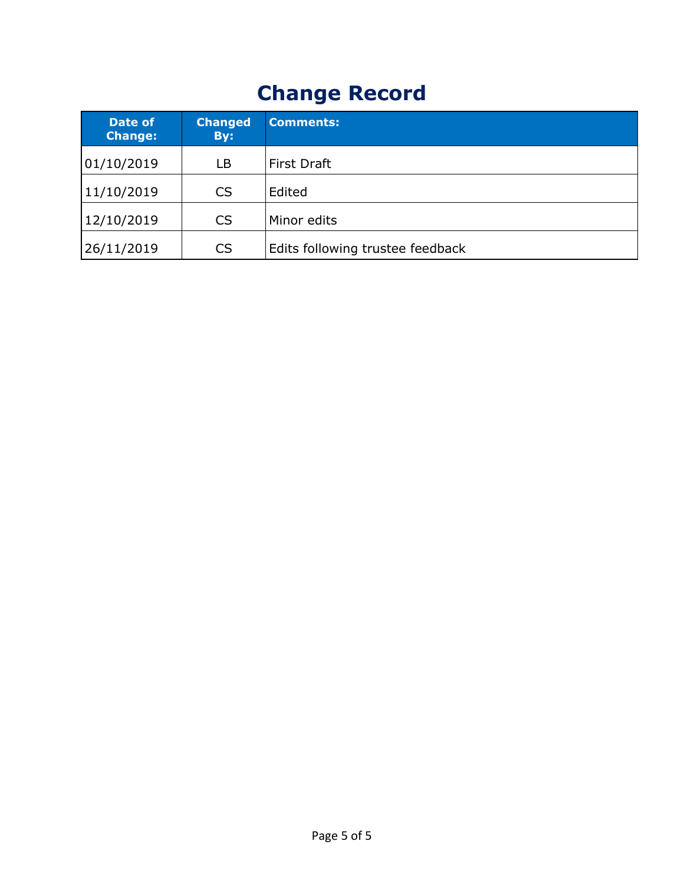# Change Record

| Date of Change: | Changed By: | Comments: |
|---|---|---|
| 01/10/2019 | LB | First Draft |
| 11/10/2019 | CS | Edited |
| 12/10/2019 | CS | Minor edits |
| 26/11/2019 | CS | Edits following trustee feedback |